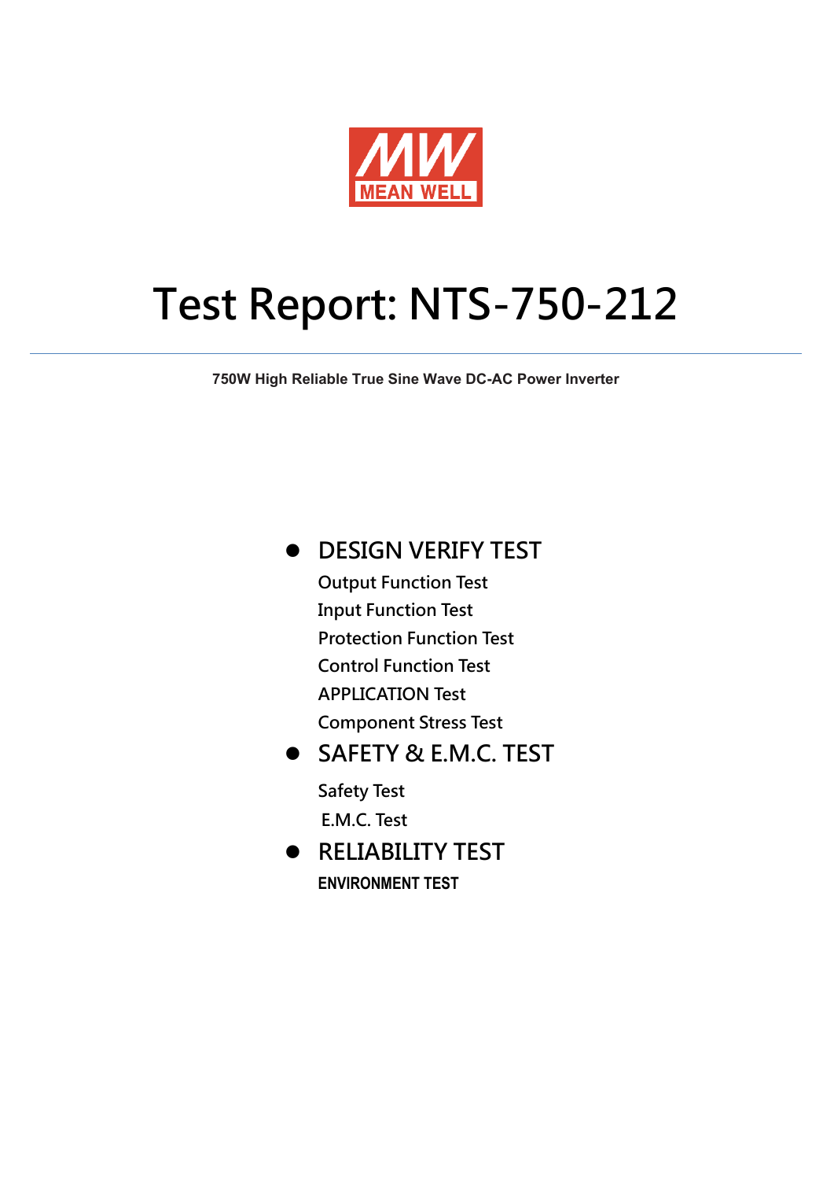MEAN WELL

# Test Report: NTS-750-212

**750W High Reliable True Sine Wave DC-AC Power Inverter**

- **DESIGN VERIFY TEST**
  - Output Function Test
  - Input Function Test
  - Protection Function Test
  - Control Function Test
  - APPLICATION Test
  - Component Stress Test
- **SAFETY & E.M.C. TEST**
  - Safety Test
  - E.M.C. Test
- **RELIABILITY TEST**
  - **ENVIRONMENT TEST**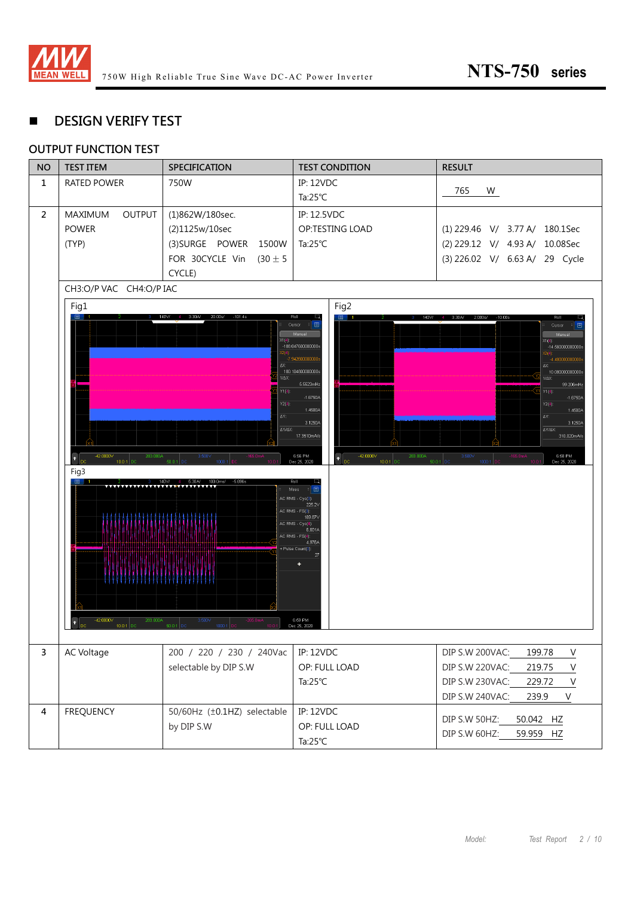## ■ DESIGN VERIFY TEST

### OUTPUT FUNCTION TEST

| NO | TEST ITEM | SPECIFICATION | TEST CONDITION | RESULT |
|---|---|---|---|---|
| 1 | RATED POWER | 750W | IP: 12VDC<br>Ta:25℃ | 765 W |
| 2 | MAXIMUM OUTPUT POWER (TYP) | (1)862W/180sec.<br>(2)1125w/10sec<br>(3)SURGE POWER 1500W FOR 30CYCLE Vin (30 ± 5 CYCLE) | IP: 12.5VDC<br>OP:TESTING LOAD<br>Ta:25℃ | (1) 229.46 V/ 3.77 A/ 180.1Sec<br>(2) 229.12 V/ 4.93 A/ 10.08Sec<br>(3) 226.02 V/ 6.63 A/ 29 Cycle |
| | CH3:O/P VAC CH4:O/P IAC<br>Fig1<br>Fig2<br>Fig3 | | | |
| 3 | AC Voltage | 200 / 220 / 230 / 240Vac selectable by DIP S.W | IP: 12VDC<br>OP: FULL LOAD<br>Ta:25℃ | DIP S.W 200VAC: 199.78 V<br>DIP S.W 220VAC: 219.75 V<br>DIP S.W 230VAC: 229.72 V<br>DIP S.W 240VAC: 239.9 V |
| 4 | FREQUENCY | 50/60Hz (±0.1HZ) selectable by DIP S.W | IP: 12VDC<br>OP: FULL LOAD<br>Ta:25℃ | DIP S.W 50HZ: 50.042 HZ<br>DIP S.W 60HZ: 59.959 HZ |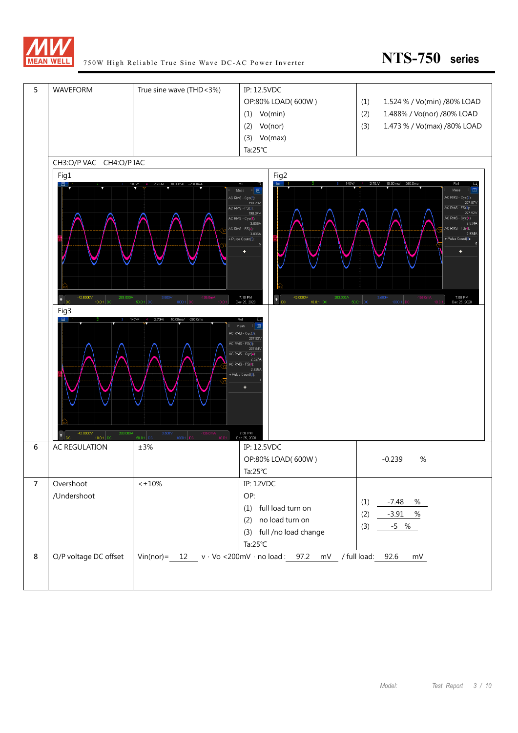| No. | Item | Spec | Test Condition | Result |
|---|---|---|---|---|
| 5 | WAVEFORM | True sine wave (THD<3%) | IP: 12.5VDC<br>OP:80% LOAD( 600W )<br>(1) Vo(min)<br>(2) Vo(nor)<br>(3) Vo(max)<br>Ta:25℃ | (1) 1.524 % / Vo(min) /80% LOAD<br>(2) 1.488% / Vo(nor) /80% LOAD<br>(3) 1.473 % / Vo(max) /80% LOAD |

CH3:O/P VAC CH4:O/P IAC

Fig1

Fig2

Fig3

| No. | Item | Spec | Test Condition | Result |
|---|---|---|---|---|
| 6 | AC REGULATION | ±3% | IP: 12.5VDC<br>OP:80% LOAD( 600W )<br>Ta:25℃ | -0.239 % |
| 7 | Overshoot /Undershoot | <±10% | IP: 12VDC<br>OP:<br>(1) full load turn on<br>(2) no load turn on<br>(3) full /no load change<br>Ta:25℃ | (1) -7.48 %<br>(2) -3.91 %<br>(3) -5 % |
| 8 | O/P voltage DC offset | Vin(nor)= 12 v, Vo <200mV, no load : 97.2 mV / full load: 92.6 mV | | |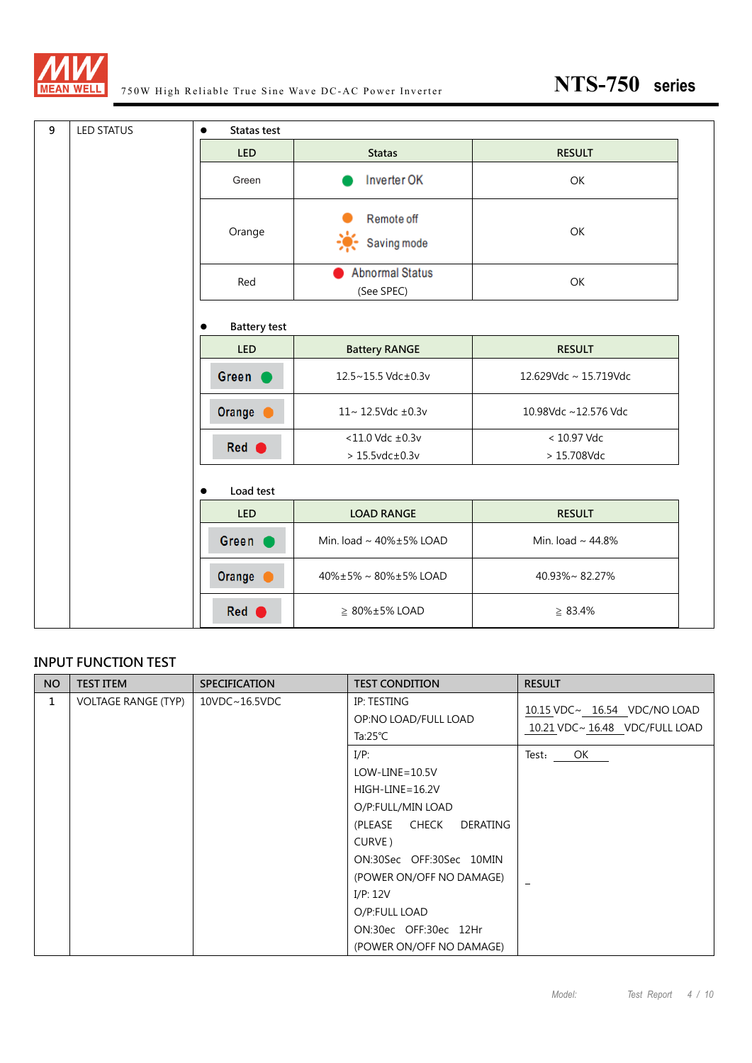| 9 | LED STATUS | ● Statas test |
|---|---|---|

**● Statas test**

| LED | Statas | RESULT |
|---|---|---|
| Green | ● Inverter OK | OK |
| Orange | ● Remote off<br>☀ Saving mode | OK |
| Red | ● Abnormal Status<br>(See SPEC) | OK |

**● Battery test**

| LED | Battery RANGE | RESULT |
|---|---|---|
| Green ● | 12.5~15.5 Vdc±0.3v | 12.629Vdc ~ 15.719Vdc |
| Orange ● | 11~ 12.5Vdc ±0.3v | 10.98Vdc ~12.576 Vdc |
| Red ● | <11.0 Vdc ±0.3v<br>> 15.5vdc±0.3v | < 10.97 Vdc<br>> 15.708Vdc |

**● Load test**

| LED | LOAD RANGE | RESULT |
|---|---|---|
| Green ● | Min. load ~ 40%±5% LOAD | Min. load ~ 44.8% |
| Orange ● | 40%±5% ~ 80%±5% LOAD | 40.93%~ 82.27% |
| Red ● | ≧ 80%±5% LOAD | ≧ 83.4% |

## INPUT FUNCTION TEST

| NO | TEST ITEM | SPECIFICATION | TEST CONDITION | RESULT |
|---|---|---|---|---|
| 1 | VOLTAGE RANGE (TYP) | 10VDC~16.5VDC | IP: TESTING<br>OP:NO LOAD/FULL LOAD<br>Ta:25℃ | 10.15 VDC~ 16.54 VDC/NO LOAD<br>10.21 VDC~ 16.48 VDC/FULL LOAD |
| | | | I/P:<br>LOW-LINE=10.5V<br>HIGH-LINE=16.2V<br>O/P:FULL/MIN LOAD<br>(PLEASE CHECK DERATING CURVE )<br>ON:30Sec OFF:30Sec 10MIN<br>(POWER ON/OFF NO DAMAGE)<br>I/P: 12V<br>O/P:FULL LOAD<br>ON:30ec OFF:30ec 12Hr<br>(POWER ON/OFF NO DAMAGE) | Test: OK<br><br>_ |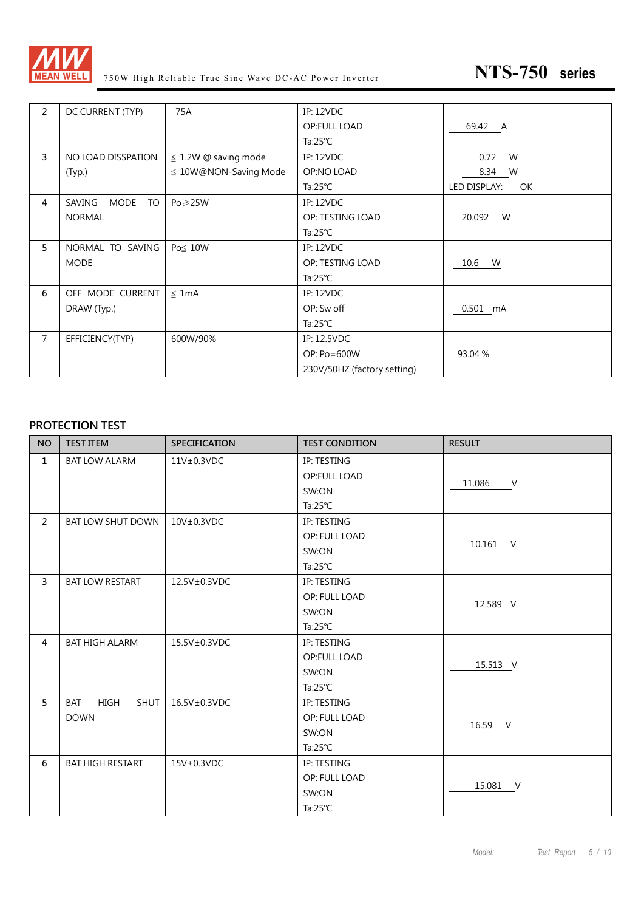| 2 | DC CURRENT (TYP) | 75A | IP: 12VDC<br>OP:FULL LOAD<br>Ta:25℃ | 69.42 A |
|---|---|---|---|---|
| 3 | NO LOAD DISSPATION (Typ.) | ≦ 1.2W @ saving mode<br>≦ 10W@NON-Saving Mode | IP: 12VDC<br>OP:NO LOAD<br>Ta:25℃ | 0.72 W<br>8.34 W<br>LED DISPLAY: OK |
| 4 | SAVING MODE TO NORMAL | Po≧25W | IP: 12VDC<br>OP: TESTING LOAD<br>Ta:25℃ | 20.092 W |
| 5 | NORMAL TO SAVING MODE | Po≦ 10W | IP: 12VDC<br>OP: TESTING LOAD<br>Ta:25℃ | 10.6 W |
| 6 | OFF MODE CURRENT DRAW (Typ.) | ≦ 1mA | IP: 12VDC<br>OP: Sw off<br>Ta:25℃ | 0.501 mA |
| 7 | EFFICIENCY(TYP) | 600W/90% | IP: 12.5VDC<br>OP: Po=600W<br>230V/50HZ (factory setting) | 93.04 % |

## PROTECTION TEST

| NO | TEST ITEM | SPECIFICATION | TEST CONDITION | RESULT |
|---|---|---|---|---|
| 1 | BAT LOW ALARM | 11V±0.3VDC | IP: TESTING<br>OP:FULL LOAD<br>SW:ON<br>Ta:25℃ | 11.086 V |
| 2 | BAT LOW SHUT DOWN | 10V±0.3VDC | IP: TESTING<br>OP: FULL LOAD<br>SW:ON<br>Ta:25℃ | 10.161 V |
| 3 | BAT LOW RESTART | 12.5V±0.3VDC | IP: TESTING<br>OP: FULL LOAD<br>SW:ON<br>Ta:25℃ | 12.589 V |
| 4 | BAT HIGH ALARM | 15.5V±0.3VDC | IP: TESTING<br>OP:FULL LOAD<br>SW:ON<br>Ta:25℃ | 15.513 V |
| 5 | BAT HIGH SHUT DOWN | 16.5V±0.3VDC | IP: TESTING<br>OP: FULL LOAD<br>SW:ON<br>Ta:25℃ | 16.59 V |
| 6 | BAT HIGH RESTART | 15V±0.3VDC | IP: TESTING<br>OP: FULL LOAD<br>SW:ON<br>Ta:25℃ | 15.081 V |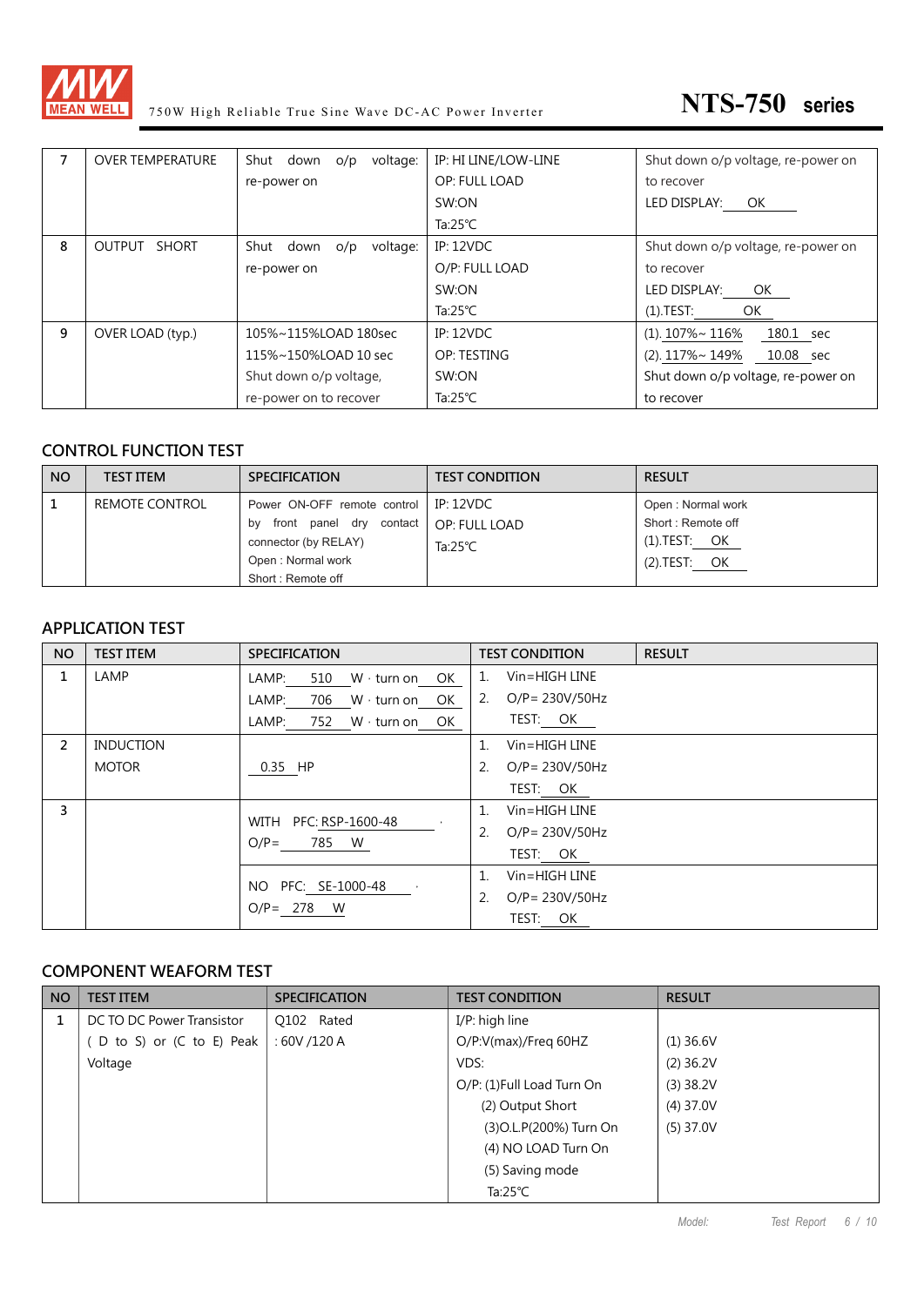| 7 | OVER TEMPERATURE | Shut down o/p voltage: re-power on | IP: HI LINE/LOW-LINE<br>OP: FULL LOAD<br>SW:ON<br>Ta:25℃ | Shut down o/p voltage, re-power on to recover<br>LED DISPLAY: OK |
|---|---|---|---|---|
| 8 | OUTPUT SHORT | Shut down o/p voltage: re-power on | IP: 12VDC<br>O/P: FULL LOAD<br>SW:ON<br>Ta:25℃ | Shut down o/p voltage, re-power on to recover<br>LED DISPLAY: OK<br>(1).TEST: OK |
| 9 | OVER LOAD (typ.) | 105%~115%LOAD 180sec<br>115%~150%LOAD 10 sec<br>Shut down o/p voltage, re-power on to recover | IP: 12VDC<br>OP: TESTING<br>SW:ON<br>Ta:25℃ | (1). 107%~ 116% 180.1 sec<br>(2). 117%~ 149% 10.08 sec<br>Shut down o/p voltage, re-power on to recover |

## CONTROL FUNCTION TEST

| NO | TEST ITEM | SPECIFICATION | TEST CONDITION | RESULT |
|---|---|---|---|---|
| 1 | REMOTE CONTROL | Power ON-OFF remote control by front panel dry contact connector (by RELAY)<br>Open : Normal work<br>Short : Remote off | IP: 12VDC<br>OP: FULL LOAD<br>Ta:25℃ | Open : Normal work<br>Short : Remote off<br>(1).TEST: OK<br>(2).TEST: OK |

## APPLICATION TEST

| NO | TEST ITEM | SPECIFICATION | TEST CONDITION | RESULT |
|---|---|---|---|---|
| 1 | LAMP | LAMP: 510 W · turn on OK<br>LAMP: 706 W · turn on OK<br>LAMP: 752 W · turn on OK | 1. Vin=HIGH LINE<br>2. O/P= 230V/50Hz<br>TEST: OK | |
| 2 | INDUCTION MOTOR | 0.35 HP | 1. Vin=HIGH LINE<br>2. O/P= 230V/50Hz<br>TEST: OK | |
| 3 | | WITH PFC: RSP-1600-48<br>O/P= 785 W | 1. Vin=HIGH LINE<br>2. O/P= 230V/50Hz<br>TEST: OK | |
| | | NO PFC: SE-1000-48<br>O/P= 278 W | 1. Vin=HIGH LINE<br>2. O/P= 230V/50Hz<br>TEST: OK | |

## COMPONENT WEAFORM TEST

| NO | TEST ITEM | SPECIFICATION | TEST CONDITION | RESULT |
|---|---|---|---|---|
| 1 | DC TO DC Power Transistor ( D to S) or (C to E) Peak Voltage | Q102 Rated : 60V /120 A | I/P: high line<br>O/P:V(max)/Freq 60HZ<br>VDS:<br>O/P: (1)Full Load Turn On<br>(2) Output Short<br>(3)O.L.P(200%) Turn On<br>(4) NO LOAD Turn On<br>(5) Saving mode<br>Ta:25℃ | (1) 36.6V<br>(2) 36.2V<br>(3) 38.2V<br>(4) 37.0V<br>(5) 37.0V |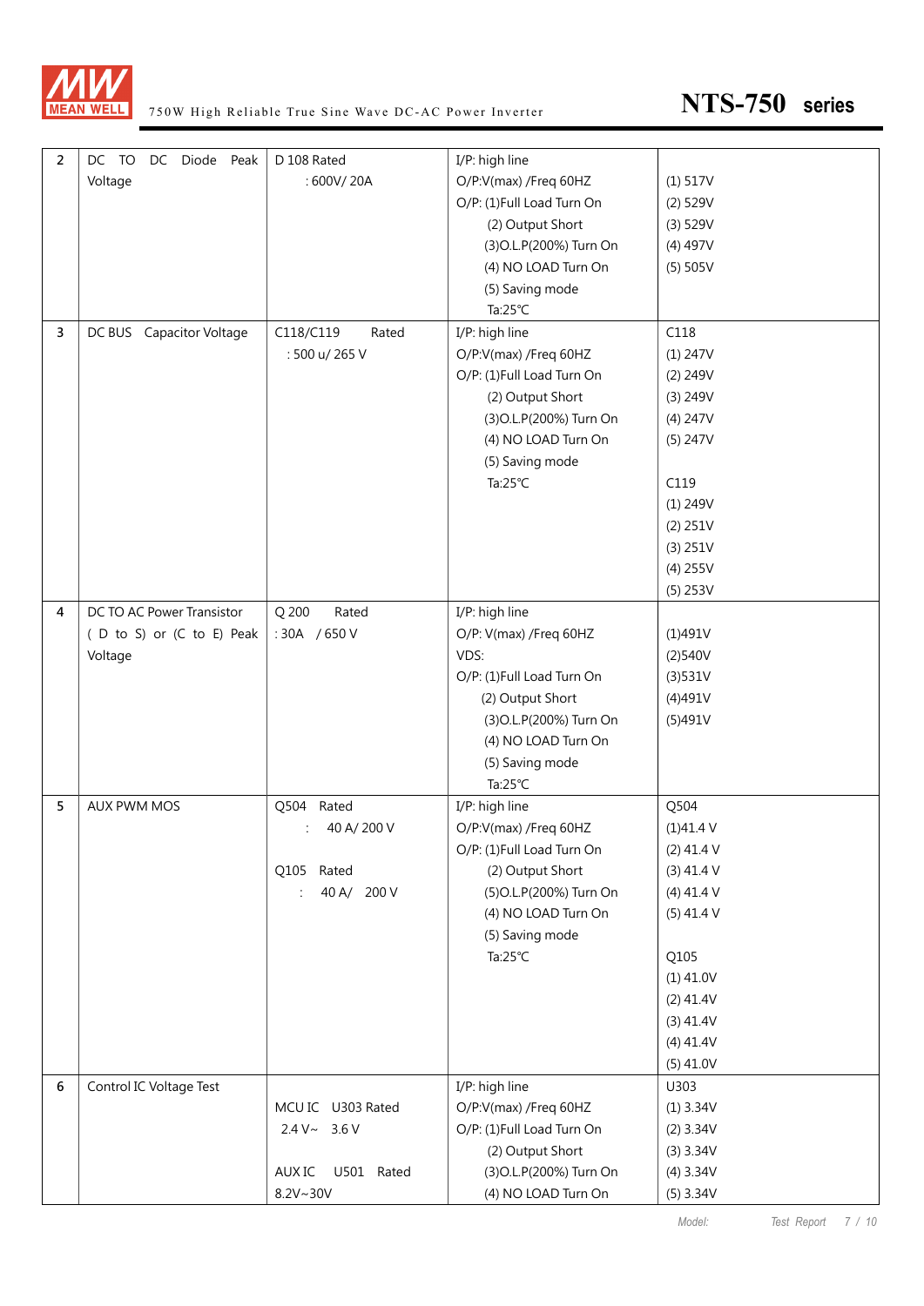| 2 | DC TO DC Diode Peak Voltage | D 108 Rated<br>: 600V/ 20A | I/P: high line<br>O/P:V(max) /Freq 60HZ<br>O/P: (1)Full Load Turn On<br>(2) Output Short<br>(3)O.L.P(200%) Turn On<br>(4) NO LOAD Turn On<br>(5) Saving mode<br>Ta:25℃ | (1) 517V<br>(2) 529V<br>(3) 529V<br>(4) 497V<br>(5) 505V |
|---|---|---|---|---|
| 3 | DC BUS Capacitor Voltage | C118/C119 Rated<br>: 500 u/ 265 V | I/P: high line<br>O/P:V(max) /Freq 60HZ<br>O/P: (1)Full Load Turn On<br>(2) Output Short<br>(3)O.L.P(200%) Turn On<br>(4) NO LOAD Turn On<br>(5) Saving mode<br>Ta:25℃ | C118<br>(1) 247V<br>(2) 249V<br>(3) 249V<br>(4) 247V<br>(5) 247V<br><br>C119<br>(1) 249V<br>(2) 251V<br>(3) 251V<br>(4) 255V<br>(5) 253V |
| 4 | DC TO AC Power Transistor ( D to S) or (C to E) Peak Voltage | Q 200 Rated<br>: 30A / 650 V | I/P: high line<br>O/P: V(max) /Freq 60HZ<br>VDS:<br>O/P: (1)Full Load Turn On<br>(2) Output Short<br>(3)O.L.P(200%) Turn On<br>(4) NO LOAD Turn On<br>(5) Saving mode<br>Ta:25℃ | (1)491V<br>(2)540V<br>(3)531V<br>(4)491V<br>(5)491V |
| 5 | AUX PWM MOS | Q504 Rated<br>: 40 A/ 200 V<br><br>Q105 Rated<br>: 40 A/ 200 V | I/P: high line<br>O/P:V(max) /Freq 60HZ<br>O/P: (1)Full Load Turn On<br>(2) Output Short<br>(5)O.L.P(200%) Turn On<br>(4) NO LOAD Turn On<br>(5) Saving mode<br>Ta:25℃ | Q504<br>(1)41.4 V<br>(2) 41.4 V<br>(3) 41.4 V<br>(4) 41.4 V<br>(5) 41.4 V<br><br>Q105<br>(1) 41.0V<br>(2) 41.4V<br>(3) 41.4V<br>(4) 41.4V<br>(5) 41.0V |
| 6 | Control IC Voltage Test | MCU IC U303 Rated<br>2.4 V~ 3.6 V<br><br>AUX IC U501 Rated<br>8.2V~30V | I/P: high line<br>O/P:V(max) /Freq 60HZ<br>O/P: (1)Full Load Turn On<br>(2) Output Short<br>(3)O.L.P(200%) Turn On<br>(4) NO LOAD Turn On | U303<br>(1) 3.34V<br>(2) 3.34V<br>(3) 3.34V<br>(4) 3.34V<br>(5) 3.34V |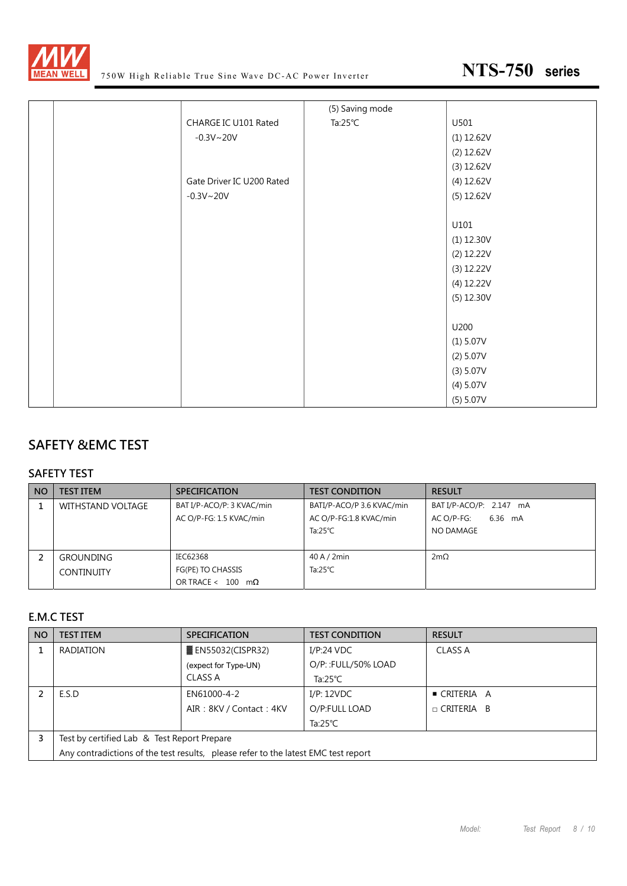| | | | | |
|---|---|---|---|---|
| | | CHARGE IC U101 Rated -0.3V~20V<br><br>Gate Driver IC U200 Rated -0.3V~20V | (5) Saving mode<br>Ta:25℃ | U501<br>(1) 12.62V<br>(2) 12.62V<br>(3) 12.62V<br>(4) 12.62V<br>(5) 12.62V<br><br>U101<br>(1) 12.30V<br>(2) 12.22V<br>(3) 12.22V<br>(4) 12.22V<br>(5) 12.30V<br><br>U200<br>(1) 5.07V<br>(2) 5.07V<br>(3) 5.07V<br>(4) 5.07V<br>(5) 5.07V |

## SAFETY &EMC TEST

### SAFETY TEST

| NO | TEST ITEM | SPECIFICATION | TEST CONDITION | RESULT |
|---|---|---|---|---|
| 1 | WITHSTAND VOLTAGE | BAT I/P-ACO/P: 3 KVAC/min<br>AC O/P-FG: 1.5 KVAC/min | BATI/P-ACO/P 3.6 KVAC/min<br>AC O/P-FG:1.8 KVAC/min<br>Ta:25℃ | BAT I/P-ACO/P: 2.147 mA<br>AC O/P-FG: 6.36 mA<br>NO DAMAGE |
| 2 | GROUNDING CONTINUITY | IEC62368<br>FG(PE) TO CHASSIS<br>OR TRACE < 100 mΩ | 40 A / 2min<br>Ta:25℃ | 2mΩ |

### E.M.C TEST

| NO | TEST ITEM | SPECIFICATION | TEST CONDITION | RESULT |
|---|---|---|---|---|
| 1 | RADIATION | ▓ EN55032(CISPR32)<br>(expect for Type-UN)<br>CLASS A | I/P:24 VDC<br>O/P: :FULL/50% LOAD<br>Ta:25℃ | CLASS A |
| 2 | E.S.D | EN61000-4-2<br>AIR：8KV / Contact：4KV | I/P: 12VDC<br>O/P:FULL LOAD<br>Ta:25℃ | ■ CRITERIA A<br>□ CRITERIA B |
| 3 | Test by certified Lab & Test Report Prepare<br>Any contradictions of the test results, please refer to the latest EMC test report | | | |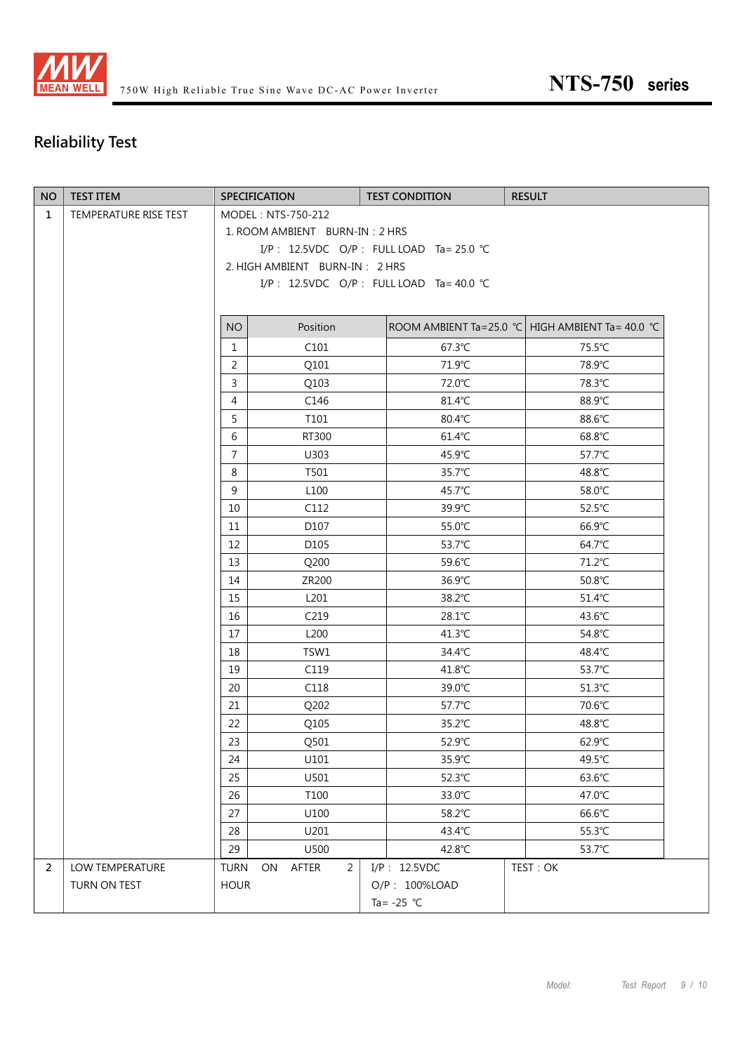## Reliability Test

| NO | TEST ITEM | SPECIFICATION | TEST CONDITION | RESULT |
|---|---|---|---|---|
| 1 | TEMPERATURE RISE TEST | MODEL：NTS-750-212<br>1. ROOM AMBIENT BURN-IN：2 HRS<br>I/P： 12.5VDC O/P： FULL LOAD Ta= 25.0 ℃<br>2. HIGH AMBIENT BURN-IN： 2 HRS<br>I/P： 12.5VDC O/P： FULL LOAD Ta= 40.0 ℃ | | |

| NO | Position | ROOM AMBIENT Ta=25.0 ℃ | HIGH AMBIENT Ta= 40.0 ℃ |
|---|---|---|---|
| 1 | C101 | 67.3℃ | 75.5℃ |
| 2 | Q101 | 71.9℃ | 78.9℃ |
| 3 | Q103 | 72.0℃ | 78.3℃ |
| 4 | C146 | 81.4℃ | 88.9℃ |
| 5 | T101 | 80.4℃ | 88.6℃ |
| 6 | RT300 | 61.4℃ | 68.8℃ |
| 7 | U303 | 45.9℃ | 57.7℃ |
| 8 | T501 | 35.7℃ | 48.8℃ |
| 9 | L100 | 45.7℃ | 58.0℃ |
| 10 | C112 | 39.9℃ | 52.5℃ |
| 11 | D107 | 55.0℃ | 66.9℃ |
| 12 | D105 | 53.7℃ | 64.7℃ |
| 13 | Q200 | 59.6℃ | 71.2℃ |
| 14 | ZR200 | 36.9℃ | 50.8℃ |
| 15 | L201 | 38.2℃ | 51.4℃ |
| 16 | C219 | 28.1℃ | 43.6℃ |
| 17 | L200 | 41.3℃ | 54.8℃ |
| 18 | TSW1 | 34.4℃ | 48.4℃ |
| 19 | C119 | 41.8℃ | 53.7℃ |
| 20 | C118 | 39.0℃ | 51.3℃ |
| 21 | Q202 | 57.7℃ | 70.6℃ |
| 22 | Q105 | 35.2℃ | 48.8℃ |
| 23 | Q501 | 52.9℃ | 62.9℃ |
| 24 | U101 | 35.9℃ | 49.5℃ |
| 25 | U501 | 52.3℃ | 63.6℃ |
| 26 | T100 | 33.0℃ | 47.0℃ |
| 27 | U100 | 58.2℃ | 66.6℃ |
| 28 | U201 | 43.4℃ | 55.3℃ |
| 29 | U500 | 42.8℃ | 53.7℃ |

| NO | TEST ITEM | SPECIFICATION | TEST CONDITION | RESULT |
|---|---|---|---|---|
| 2 | LOW TEMPERATURE TURN ON TEST | TURN ON AFTER 2 HOUR | I/P： 12.5VDC<br>O/P： 100%LOAD<br>Ta= -25 ℃ | TEST：OK |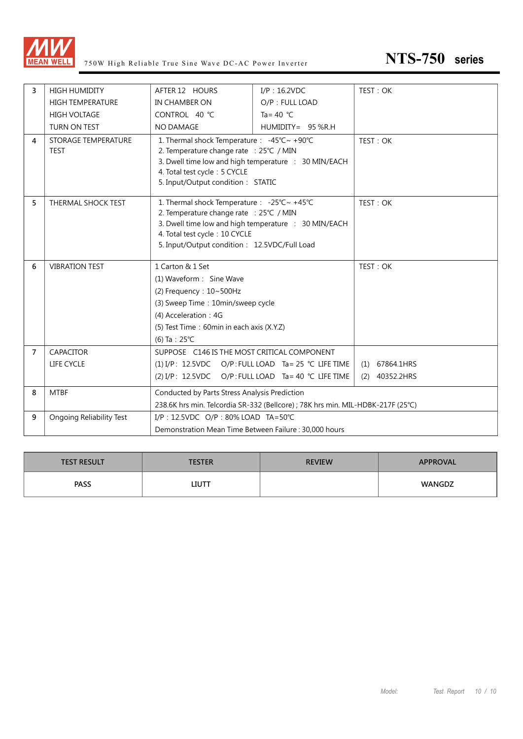| | | | | |
|---|---|---|---|---|
| 3 | HIGH HUMIDITY<br>HIGH TEMPERATURE<br>HIGH VOLTAGE<br>TURN ON TEST | AFTER 12 HOURS<br>IN CHAMBER ON<br>CONTROL 40 ℃<br>NO DAMAGE | I/P：16.2VDC<br>O/P：FULL LOAD<br>Ta= 40 ℃<br>HUMIDITY= 95 %R.H | TEST：OK |
| 4 | STORAGE TEMPERATURE TEST | 1. Thermal shock Temperature： -45℃~ +90℃<br>2. Temperature change rate ：25℃ / MIN<br>3. Dwell time low and high temperature ： 30 MIN/EACH<br>4. Total test cycle：5 CYCLE<br>5. Input/Output condition： STATIC | | TEST：OK |
| 5 | THERMAL SHOCK TEST | 1. Thermal shock Temperature： -25℃~ +45℃<br>2. Temperature change rate ：25℃ / MIN<br>3. Dwell time low and high temperature ： 30 MIN/EACH<br>4. Total test cycle：10 CYCLE<br>5. Input/Output condition： 12.5VDC/Full Load | | TEST：OK |
| 6 | VIBRATION TEST | 1 Carton & 1 Set<br>(1) Waveform： Sine Wave<br>(2) Frequency：10~500Hz<br>(3) Sweep Time：10min/sweep cycle<br>(4) Acceleration：4G<br>(5) Test Time：60min in each axis (X.Y.Z)<br>(6) Ta：25℃ | | TEST：OK |
| 7 | CAPACITOR<br>LIFE CYCLE | SUPPOSE C146 IS THE MOST CRITICAL COMPONENT<br>(1) I/P： 12.5VDC O/P：FULL LOAD Ta= 25 ℃ LIFE TIME<br>(2) I/P： 12.5VDC O/P：FULL LOAD Ta= 40 ℃ LIFE TIME | | <br>(1) 67864.1HRS<br>(2) 40352.2HRS |
| 8 | MTBF | Conducted by Parts Stress Analysis Prediction<br>238.6K hrs min. Telcordia SR-332 (Bellcore) ; 78K hrs min. MIL-HDBK-217F (25℃) | | |
| 9 | Ongoing Reliability Test | I/P：12.5VDC O/P：80% LOAD TA=50℃<br>Demonstration Mean Time Between Failure : 30,000 hours | | |

| TEST RESULT | TESTER | REVIEW | APPROVAL |
|---|---|---|---|
| PASS | LIUTT | | WANGDZ |